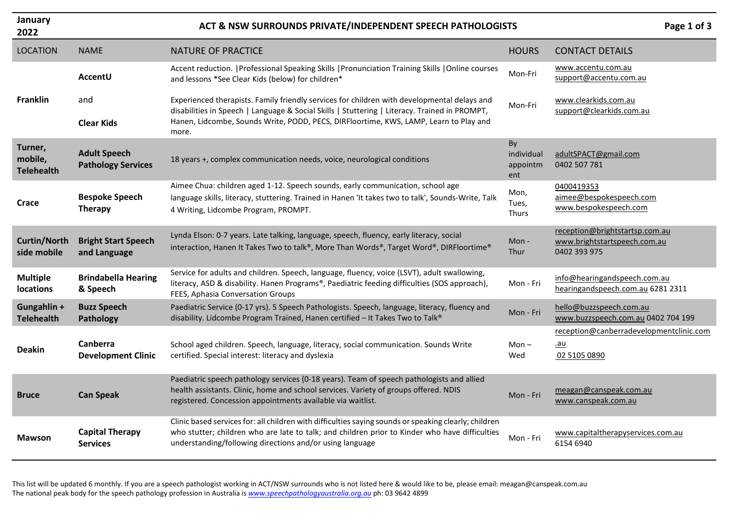January 2022

# ACT & NSW SURROUNDS PRIVATE/INDEPENDENT SPEECH PATHOLOGISTS

| LOCATION | NAME | NATURE OF PRACTICE | HOURS | CONTACT DETAILS |
|---|---|---|---|---|
| **Franklin** | **AccentU** | Accent reduction. \|Professional Speaking Skills \|Pronunciation Training Skills \|Online courses and lessons *See Clear Kids (below) for children* | Mon-Fri | www.accentu.com.au support@accentu.com.au |
| | and **Clear Kids** | Experienced therapists. Family friendly services for children with developmental delays and disabilities in Speech \| Language & Social Skills \| Stuttering \| Literacy. Trained in PROMPT, Hanen, Lidcombe, Sounds Write, PODD, PECS, DIRFloortime, KWS, LAMP, Learn to Play and more. | Mon-Fri | www.clearkids.com.au support@clearkids.com.au |
| **Turner, mobile, Telehealth** | **Adult Speech Pathology Services** | 18 years +, complex communication needs, voice, neurological conditions | By individual appointment | adultSPACT@gmail.com 0402 507 781 |
| **Crace** | **Bespoke Speech Therapy** | Aimee Chua: children aged 1-12. Speech sounds, early communication, school age language skills, literacy, stuttering. Trained in Hanen 'It takes two to talk', Sounds-Write, Talk 4 Writing, Lidcombe Program, PROMPT. | Mon, Tues, Thurs | 0400419353 aimee@bespokespeech.com www.bespokespeech.com |
| **Curtin/North side mobile** | **Bright Start Speech and Language** | Lynda Elson: 0-7 years. Late talking, language, speech, fluency, early literacy, social interaction, Hanen It Takes Two to talk®, More Than Words®, Target Word®, DIRFloortime® | Mon - Thur | reception@brightstartsp.com.au www.brightstartspeech.com.au 0402 393 975 |
| **Multiple locations** | **Brindabella Hearing & Speech** | Service for adults and children. Speech, language, fluency, voice (LSVT), adult swallowing, literacy, ASD & disability. Hanen Programs®, Paediatric feeding difficulties (SOS approach), FEES, Aphasia Conversation Groups | Mon - Fri | info@hearingandspeech.com.au hearingandspeech.com.au 6281 2311 |
| **Gungahlin + Telehealth** | **Buzz Speech Pathology** | Paediatric Service (0-17 yrs). 5 Speech Pathologists. Speech, language, literacy, fluency and disability. Lidcombe Program Trained, Hanen certified – It Takes Two to Talk® | Mon - Fri | hello@buzzspeech.com.au www.buzzspeech.com.au 0402 704 199 |
| **Deakin** | **Canberra Development Clinic** | School aged children. Speech, language, literacy, social communication. Sounds Write certified. Special interest: literacy and dyslexia | Mon – Wed | reception@canberradevelopmentclinic.com.au 02 5105 0890 |
| **Bruce** | **Can Speak** | Paediatric speech pathology services (0-18 years). Team of speech pathologists and allied health assistants. Clinic, home and school services. Variety of groups offered. NDIS registered. Concession appointments available via waitlist. | Mon - Fri | meagan@canspeak.com.au www.canspeak.com.au |
| **Mawson** | **Capital Therapy Services** | Clinic based services for: all children with difficulties saying sounds or speaking clearly; children who stutter; children who are late to talk; and children prior to Kinder who have difficulties understanding/following directions and/or using language | Mon - Fri | www.capitaltherapyservices.com.au 6154 6940 |

This list will be updated 6 monthly. If you are a speech pathologist working in ACT/NSW surrounds who is not listed here & would like to be, please email: meagan@canspeak.com.au
The national peak body for the speech pathology profession in Australia is *www.speechpathologyaustralia.org.au* ph: 03 9642 4899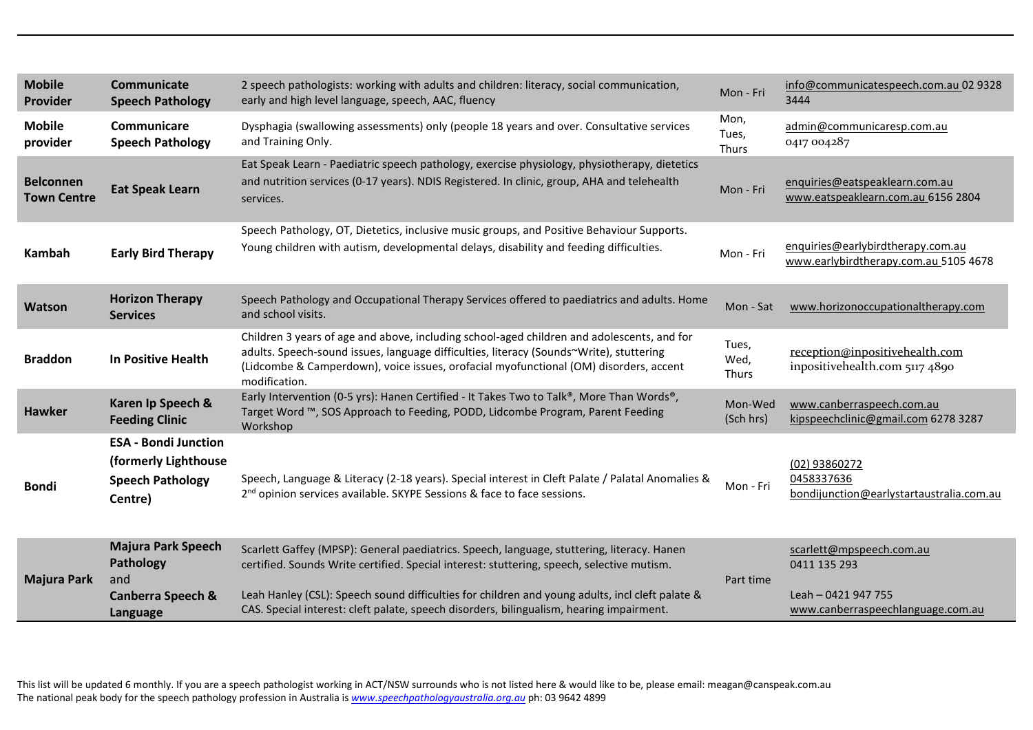| | | | | |
|---|---|---|---|---|
| **Mobile Provider** | **Communicate Speech Pathology** | 2 speech pathologists: working with adults and children: literacy, social communication, early and high level language, speech, AAC, fluency | Mon - Fri | info@communicatespeech.com.au 02 9328 3444 |
| **Mobile provider** | **Communicare Speech Pathology** | Dysphagia (swallowing assessments) only (people 18 years and over. Consultative services and Training Only. | Mon, Tues, Thurs | admin@communicaresp.com.au 0417 004287 |
| **Belconnen Town Centre** | **Eat Speak Learn** | Eat Speak Learn - Paediatric speech pathology, exercise physiology, physiotherapy, dietetics and nutrition services (0-17 years). NDIS Registered. In clinic, group, AHA and telehealth services. | Mon - Fri | enquiries@eatspeaklearn.com.au www.eatspeaklearn.com.au 6156 2804 |
| **Kambah** | **Early Bird Therapy** | Speech Pathology, OT, Dietetics, inclusive music groups, and Positive Behaviour Supports. Young children with autism, developmental delays, disability and feeding difficulties. | Mon - Fri | enquiries@earlybirdtherapy.com.au www.earlybirdtherapy.com.au 5105 4678 |
| **Watson** | **Horizon Therapy Services** | Speech Pathology and Occupational Therapy Services offered to paediatrics and adults. Home and school visits. | Mon - Sat | www.horizonoccupationaltherapy.com |
| **Braddon** | **In Positive Health** | Children 3 years of age and above, including school-aged children and adolescents, and for adults. Speech-sound issues, language difficulties, literacy (Sounds~Write), stuttering (Lidcombe & Camperdown), voice issues, orofacial myofunctional (OM) disorders, accent modification. | Tues, Wed, Thurs | reception@inpositivehealth.com inpositivehealth.com 5117 4890 |
| **Hawker** | **Karen Ip Speech & Feeding Clinic** | Early Intervention (0-5 yrs): Hanen Certified - It Takes Two to Talk®, More Than Words®, Target Word ™, SOS Approach to Feeding, PODD, Lidcombe Program, Parent Feeding Workshop | Mon-Wed (Sch hrs) | www.canberraspeech.com.au kipspeechclinic@gmail.com 6278 3287 |
| **Bondi** | **ESA - Bondi Junction (formerly Lighthouse Speech Pathology Centre)** | Speech, Language & Literacy (2-18 years). Special interest in Cleft Palate / Palatal Anomalies & 2nd opinion services available. SKYPE Sessions & face to face sessions. | Mon - Fri | (02) 93860272 0458337636 bondijunction@earlystartaustralia.com.au |
| **Majura Park** | **Majura Park Speech Pathology** and **Canberra Speech & Language** | Scarlett Gaffey (MPSP): General paediatrics. Speech, language, stuttering, literacy. Hanen certified. Sounds Write certified. Special interest: stuttering, speech, selective mutism. Leah Hanley (CSL): Speech sound difficulties for children and young adults, incl cleft palate & CAS. Special interest: cleft palate, speech disorders, bilingualism, hearing impairment. | Part time | scarlett@mpspeech.com.au 0411 135 293 Leah – 0421 947 755 www.canberraspeechlanguage.com.au |

This list will be updated 6 monthly. If you are a speech pathologist working in ACT/NSW surrounds who is not listed here & would like to be, please email: meagan@canspeak.com.au
The national peak body for the speech pathology profession in Australia is *www.speechpathologyaustralia.org.au* ph: 03 9642 4899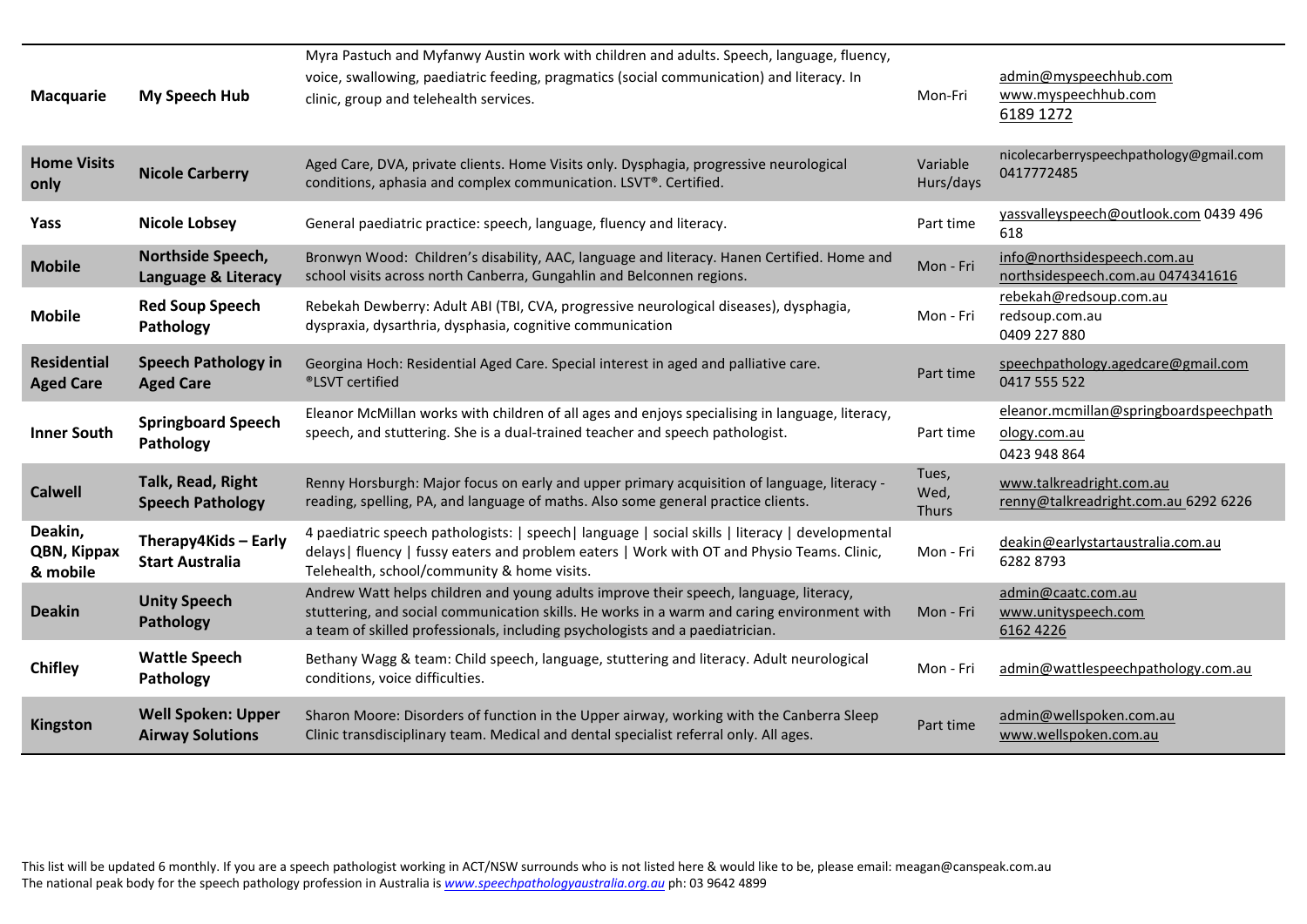| | | | | |
|---|---|---|---|---|
| **Macquarie** | **My Speech Hub** | Myra Pastuch and Myfanwy Austin work with children and adults. Speech, language, fluency, voice, swallowing, paediatric feeding, pragmatics (social communication) and literacy. In clinic, group and telehealth services. | Mon-Fri | admin@myspeechhub.com<br>www.myspeechhub.com<br>6189 1272 |
| **Home Visits only** | **Nicole Carberry** | Aged Care, DVA, private clients. Home Visits only. Dysphagia, progressive neurological conditions, aphasia and complex communication. LSVT®. Certified. | Variable Hurs/days | nicolecarberryspeechpathology@gmail.com<br>0417772485 |
| **Yass** | **Nicole Lobsey** | General paediatric practice: speech, language, fluency and literacy. | Part time | yassvalleyspeech@outlook.com 0439 496 618 |
| **Mobile** | **Northside Speech, Language & Literacy** | Bronwyn Wood: Children's disability, AAC, language and literacy. Hanen Certified. Home and school visits across north Canberra, Gungahlin and Belconnen regions. | Mon - Fri | info@northsidespeech.com.au<br>northsidespeech.com.au 0474341616 |
| **Mobile** | **Red Soup Speech Pathology** | Rebekah Dewberry: Adult ABI (TBI, CVA, progressive neurological diseases), dysphagia, dyspraxia, dysarthria, dysphasia, cognitive communication | Mon - Fri | rebekah@redsoup.com.au<br>redsoup.com.au<br>0409 227 880 |
| **Residential Aged Care** | **Speech Pathology in Aged Care** | Georgina Hoch: Residential Aged Care. Special interest in aged and palliative care. ®LSVT certified | Part time | speechpathology.agedcare@gmail.com<br>0417 555 522 |
| **Inner South** | **Springboard Speech Pathology** | Eleanor McMillan works with children of all ages and enjoys specialising in language, literacy, speech, and stuttering. She is a dual-trained teacher and speech pathologist. | Part time | eleanor.mcmillan@springboardspeechpathology.com.au<br>0423 948 864 |
| **Calwell** | **Talk, Read, Right Speech Pathology** | Renny Horsburgh: Major focus on early and upper primary acquisition of language, literacy - reading, spelling, PA, and language of maths. Also some general practice clients. | Tues, Wed, Thurs | www.talkreadright.com.au<br>renny@talkreadright.com.au 6292 6226 |
| **Deakin, QBN, Kippax & mobile** | **Therapy4Kids – Early Start Australia** | 4 paediatric speech pathologists: \| speech\| language \| social skills \| literacy \| developmental delays\| fluency \| fussy eaters and problem eaters \| Work with OT and Physio Teams. Clinic, Telehealth, school/community & home visits. | Mon - Fri | deakin@earlystartaustralia.com.au<br>6282 8793 |
| **Deakin** | **Unity Speech Pathology** | Andrew Watt helps children and young adults improve their speech, language, literacy, stuttering, and social communication skills. He works in a warm and caring environment with a team of skilled professionals, including psychologists and a paediatrician. | Mon - Fri | admin@caatc.com.au<br>www.unityspeech.com<br>6162 4226 |
| **Chifley** | **Wattle Speech Pathology** | Bethany Wagg & team: Child speech, language, stuttering and literacy. Adult neurological conditions, voice difficulties. | Mon - Fri | admin@wattlespeechpathology.com.au |
| **Kingston** | **Well Spoken: Upper Airway Solutions** | Sharon Moore: Disorders of function in the Upper airway, working with the Canberra Sleep Clinic transdisciplinary team. Medical and dental specialist referral only. All ages. | Part time | admin@wellspoken.com.au<br>www.wellspoken.com.au |

This list will be updated 6 monthly. If you are a speech pathologist working in ACT/NSW surrounds who is not listed here & would like to be, please email: meagan@canspeak.com.au
The national peak body for the speech pathology profession in Australia is *www.speechpathologyaustralia.org.au* ph: 03 9642 4899